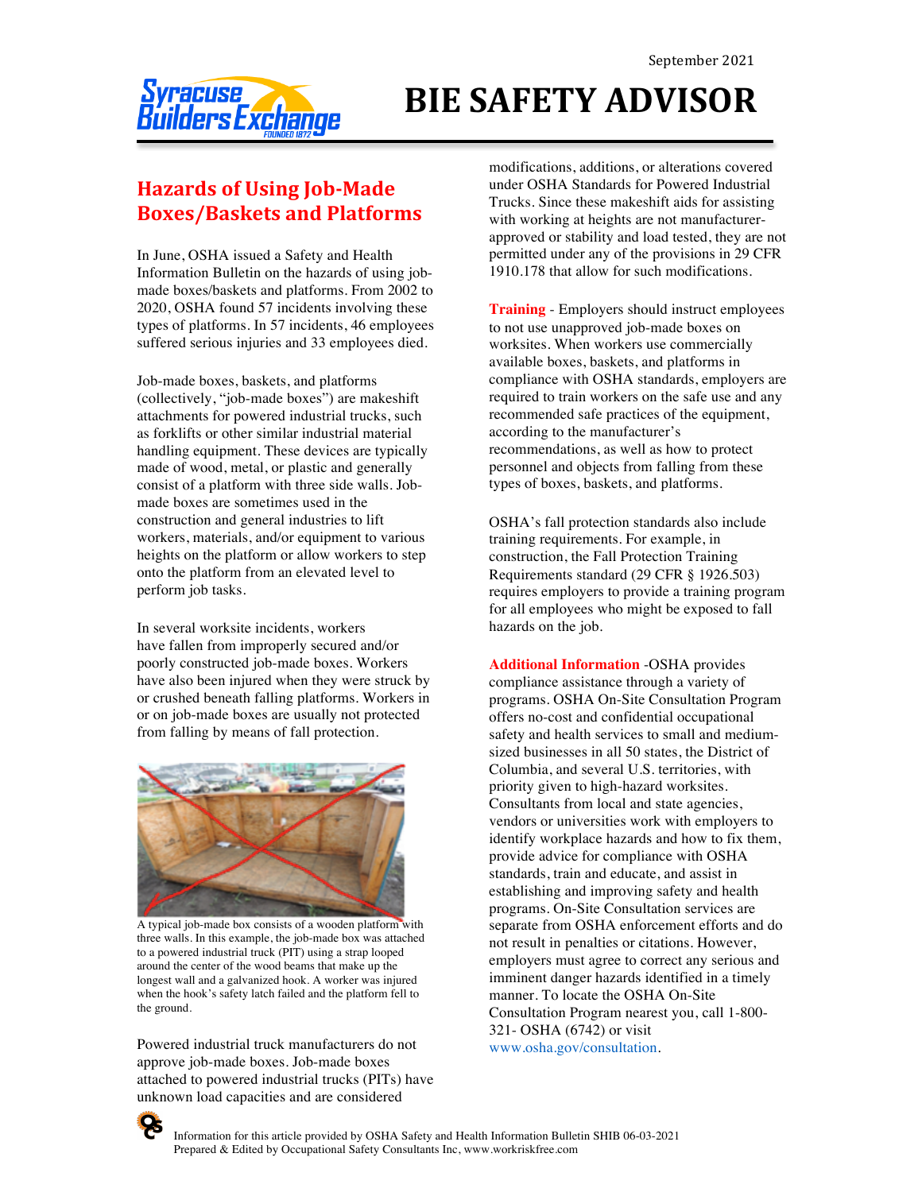September 2021

# BIE SAFETY ADVISOR

## Hazards of Using Job-Made Boxes/Baskets and Platforms

In June, OSHA issued a Safety and Health Information Bulletin on the hazards of using job-made boxes/baskets and platforms. From 2002 to 2020, OSHA found 57 incidents involving these types of platforms. In 57 incidents, 46 employees suffered serious injuries and 33 employees died.

Job-made boxes, baskets, and platforms (collectively, "job-made boxes") are makeshift attachments for powered industrial trucks, such as forklifts or other similar industrial material handling equipment. These devices are typically made of wood, metal, or plastic and generally consist of a platform with three side walls. Job-made boxes are sometimes used in the construction and general industries to lift workers, materials, and/or equipment to various heights on the platform or allow workers to step onto the platform from an elevated level to perform job tasks.

In several worksite incidents, workers have fallen from improperly secured and/or poorly constructed job-made boxes. Workers have also been injured when they were struck by or crushed beneath falling platforms. Workers in or on job-made boxes are usually not protected from falling by means of fall protection.

A typical job-made box consists of a wooden platform with three walls. In this example, the job-made box was attached to a powered industrial truck (PIT) using a strap looped around the center of the wood beams that make up the longest wall and a galvanized hook. A worker was injured when the hook's safety latch failed and the platform fell to the ground.

Powered industrial truck manufacturers do not approve job-made boxes. Job-made boxes attached to powered industrial trucks (PITs) have unknown load capacities and are considered modifications, additions, or alterations covered under OSHA Standards for Powered Industrial Trucks. Since these makeshift aids for assisting with working at heights are not manufacturer-approved or stability and load tested, they are not permitted under any of the provisions in 29 CFR 1910.178 that allow for such modifications.

**Training** - Employers should instruct employees to not use unapproved job-made boxes on worksites. When workers use commercially available boxes, baskets, and platforms in compliance with OSHA standards, employers are required to train workers on the safe use and any recommended safe practices of the equipment, according to the manufacturer's recommendations, as well as how to protect personnel and objects from falling from these types of boxes, baskets, and platforms.

OSHA's fall protection standards also include training requirements. For example, in construction, the Fall Protection Training Requirements standard (29 CFR § 1926.503) requires employers to provide a training program for all employees who might be exposed to fall hazards on the job.

**Additional Information** -OSHA provides compliance assistance through a variety of programs. OSHA On-Site Consultation Program offers no-cost and confidential occupational safety and health services to small and medium-sized businesses in all 50 states, the District of Columbia, and several U.S. territories, with priority given to high-hazard worksites. Consultants from local and state agencies, vendors or universities work with employers to identify workplace hazards and how to fix them, provide advice for compliance with OSHA standards, train and educate, and assist in establishing and improving safety and health programs. On-Site Consultation services are separate from OSHA enforcement efforts and do not result in penalties or citations. However, employers must agree to correct any serious and imminent danger hazards identified in a timely manner. To locate the OSHA On-Site Consultation Program nearest you, call 1-800-321- OSHA (6742) or visit www.osha.gov/consultation.

Information for this article provided by OSHA Safety and Health Information Bulletin SHIB 06-03-2021
Prepared & Edited by Occupational Safety Consultants Inc, www.workriskfree.com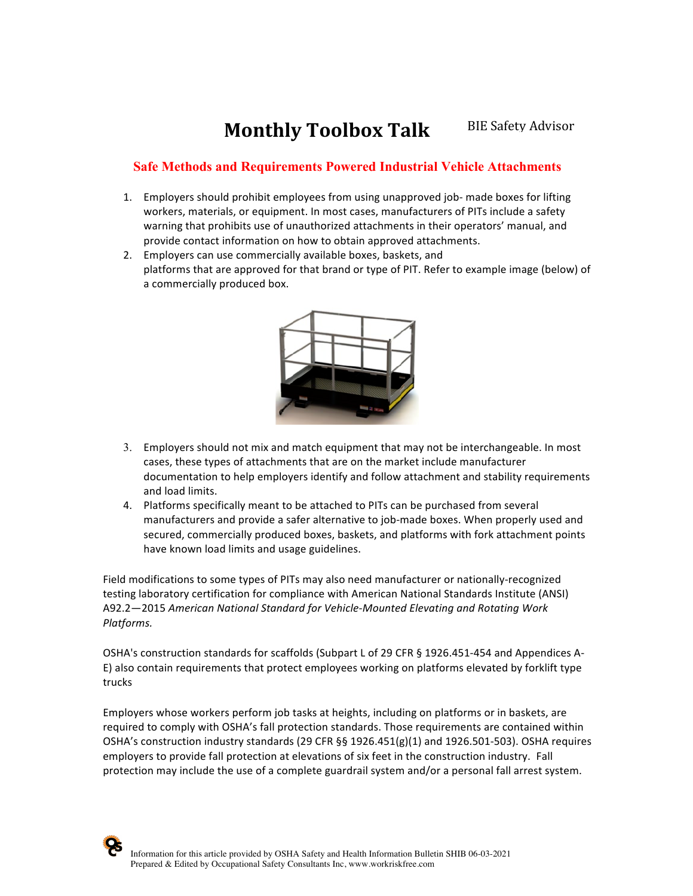# Monthly Toolbox Talk

BIE Safety Advisor

## Safe Methods and Requirements Powered Industrial Vehicle Attachments

1. Employers should prohibit employees from using unapproved job- made boxes for lifting workers, materials, or equipment. In most cases, manufacturers of PITs include a safety warning that prohibits use of unauthorized attachments in their operators' manual, and provide contact information on how to obtain approved attachments.
2. Employers can use commercially available boxes, baskets, and platforms that are approved for that brand or type of PIT. Refer to example image (below) of a commercially produced box.
3. Employers should not mix and match equipment that may not be interchangeable. In most cases, these types of attachments that are on the market include manufacturer documentation to help employers identify and follow attachment and stability requirements and load limits.
4. Platforms specifically meant to be attached to PITs can be purchased from several manufacturers and provide a safer alternative to job-made boxes. When properly used and secured, commercially produced boxes, baskets, and platforms with fork attachment points have known load limits and usage guidelines.

Field modifications to some types of PITs may also need manufacturer or nationally-recognized testing laboratory certification for compliance with American National Standards Institute (ANSI) A92.2—2015 *American National Standard for Vehicle-Mounted Elevating and Rotating Work Platforms.*

OSHA's construction standards for scaffolds (Subpart L of 29 CFR § 1926.451-454 and Appendices A-E) also contain requirements that protect employees working on platforms elevated by forklift type trucks

Employers whose workers perform job tasks at heights, including on platforms or in baskets, are required to comply with OSHA's fall protection standards. Those requirements are contained within OSHA's construction industry standards (29 CFR §§ 1926.451(g)(1) and 1926.501-503). OSHA requires employers to provide fall protection at elevations of six feet in the construction industry. Fall protection may include the use of a complete guardrail system and/or a personal fall arrest system.

Information for this article provided by OSHA Safety and Health Information Bulletin SHIB 06-03-2021
Prepared & Edited by Occupational Safety Consultants Inc, www.workriskfree.com